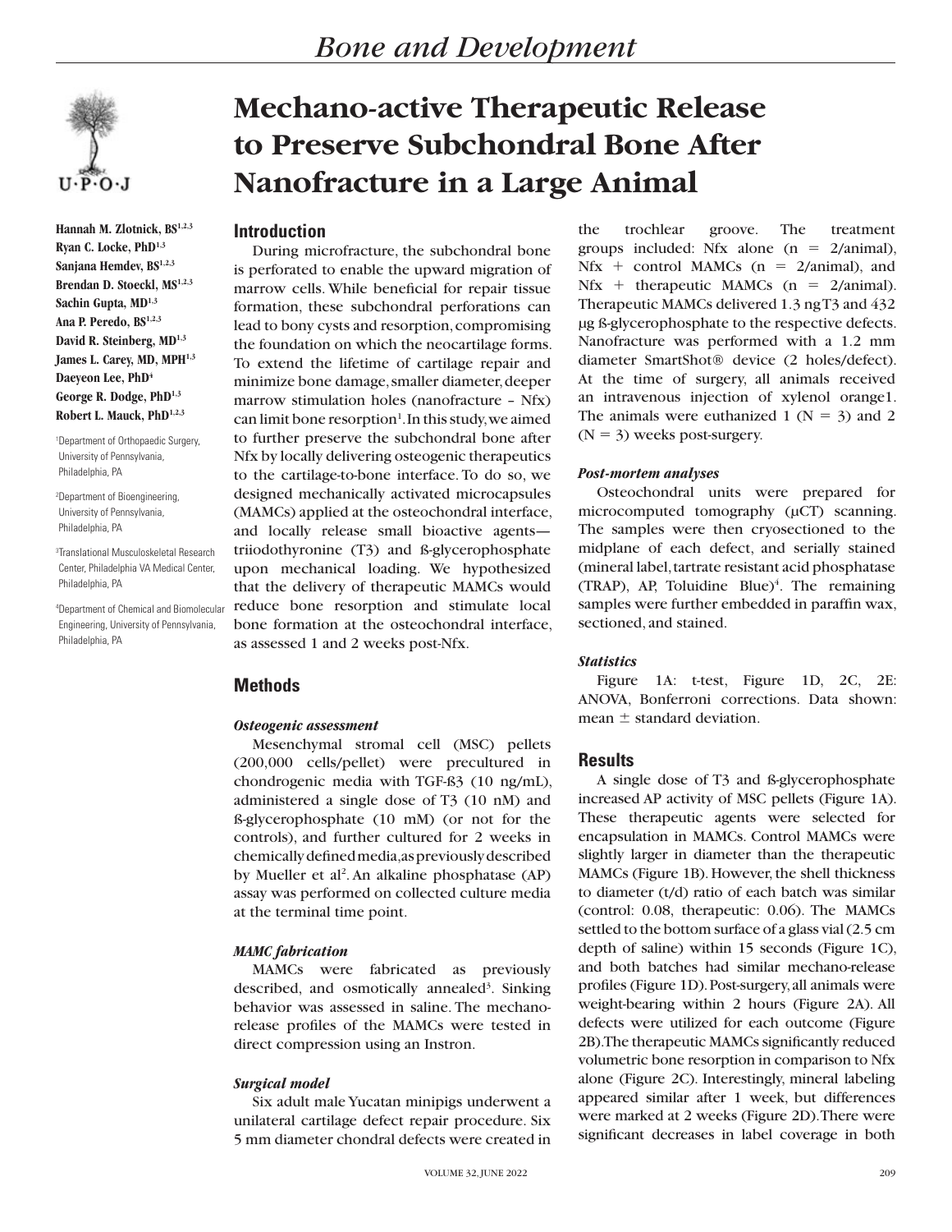# Mechano-active Therapeutic Release to Preserve Subchondral Bone After Nanofracture in a Large Animal

**Hannah M. Zlotnick, BS[1,2,3]**
**Ryan C. Locke, PhD[1,3]**
**Sanjana Hemdev, BS[1,2,3]**
**Brendan D. Stoeckl, MS[1,2,3]**
**Sachin Gupta, MD[1,3]**
**Ana P. Peredo, BS[1,2,3]**
**David R. Steinberg, MD[1,3]**
**James L. Carey, MD, MPH[1,3]**
**Daeyeon Lee, PhD[4]**
**George R. Dodge, PhD[1,3]**
**Robert L. Mauck, PhD[1,2,3]**

[1]Department of Orthopaedic Surgery, University of Pennsylvania, Philadelphia, PA

[2]Department of Bioengineering, University of Pennsylvania, Philadelphia, PA

[3]Translational Musculoskeletal Research Center, Philadelphia VA Medical Center, Philadelphia, PA

[4]Department of Chemical and Biomolecular Engineering, University of Pennsylvania, Philadelphia, PA

## Introduction

During microfracture, the subchondral bone is perforated to enable the upward migration of marrow cells. While beneficial for repair tissue formation, these subchondral perforations can lead to bony cysts and resorption, compromising the foundation on which the neocartilage forms. To extend the lifetime of cartilage repair and minimize bone damage, smaller diameter, deeper marrow stimulation holes (nanofracture – Nfx) can limit bone resorption[1]. In this study, we aimed to further preserve the subchondral bone after Nfx by locally delivering osteogenic therapeutics to the cartilage-to-bone interface. To do so, we designed mechanically activated microcapsules (MAMCs) applied at the osteochondral interface, and locally release small bioactive agents—triiodothyronine (T3) and ß-glycerophosphate upon mechanical loading. We hypothesized that the delivery of therapeutic MAMCs would reduce bone resorption and stimulate local bone formation at the osteochondral interface, as assessed 1 and 2 weeks post-Nfx.

## Methods

### *Osteogenic assessment*

Mesenchymal stromal cell (MSC) pellets (200,000 cells/pellet) were precultured in chondrogenic media with TGF-ß3 (10 ng/mL), administered a single dose of T3 (10 nM) and ß-glycerophosphate (10 mM) (or not for the controls), and further cultured for 2 weeks in chemically defined media, as previously described by Mueller et al[2]. An alkaline phosphatase (AP) assay was performed on collected culture media at the terminal time point.

### *MAMC fabrication*

MAMCs were fabricated as previously described, and osmotically annealed[3]. Sinking behavior was assessed in saline. The mechano-release profiles of the MAMCs were tested in direct compression using an Instron.

### *Surgical model*

Six adult male Yucatan minipigs underwent a unilateral cartilage defect repair procedure. Six 5 mm diameter chondral defects were created in the trochlear groove. The treatment groups included: Nfx alone (n = 2/animal), Nfx + control MAMCs (n = 2/animal), and Nfx + therapeutic MAMCs (n = 2/animal). Therapeutic MAMCs delivered 1.3 ng T3 and 432 µg ß-glycerophosphate to the respective defects. Nanofracture was performed with a 1.2 mm diameter SmartShot® device (2 holes/defect). At the time of surgery, all animals received an intravenous injection of xylenol orange1. The animals were euthanized 1 (N = 3) and 2 (N = 3) weeks post-surgery.

### *Post-mortem analyses*

Osteochondral units were prepared for microcomputed tomography (µCT) scanning. The samples were then cryosectioned to the midplane of each defect, and serially stained (mineral label, tartrate resistant acid phosphatase (TRAP), AP, Toluidine Blue)[4]. The remaining samples were further embedded in paraffin wax, sectioned, and stained.

### *Statistics*

Figure 1A: t-test, Figure 1D, 2C, 2E: ANOVA, Bonferroni corrections. Data shown: mean ± standard deviation.

## Results

A single dose of T3 and ß-glycerophosphate increased AP activity of MSC pellets (Figure 1A). These therapeutic agents were selected for encapsulation in MAMCs. Control MAMCs were slightly larger in diameter than the therapeutic MAMCs (Figure 1B). However, the shell thickness to diameter (t/d) ratio of each batch was similar (control: 0.08, therapeutic: 0.06). The MAMCs settled to the bottom surface of a glass vial (2.5 cm depth of saline) within 15 seconds (Figure 1C), and both batches had similar mechano-release profiles (Figure 1D). Post-surgery, all animals were weight-bearing within 2 hours (Figure 2A). All defects were utilized for each outcome (Figure 2B). The therapeutic MAMCs significantly reduced volumetric bone resorption in comparison to Nfx alone (Figure 2C). Interestingly, mineral labeling appeared similar after 1 week, but differences were marked at 2 weeks (Figure 2D). There were significant decreases in label coverage in both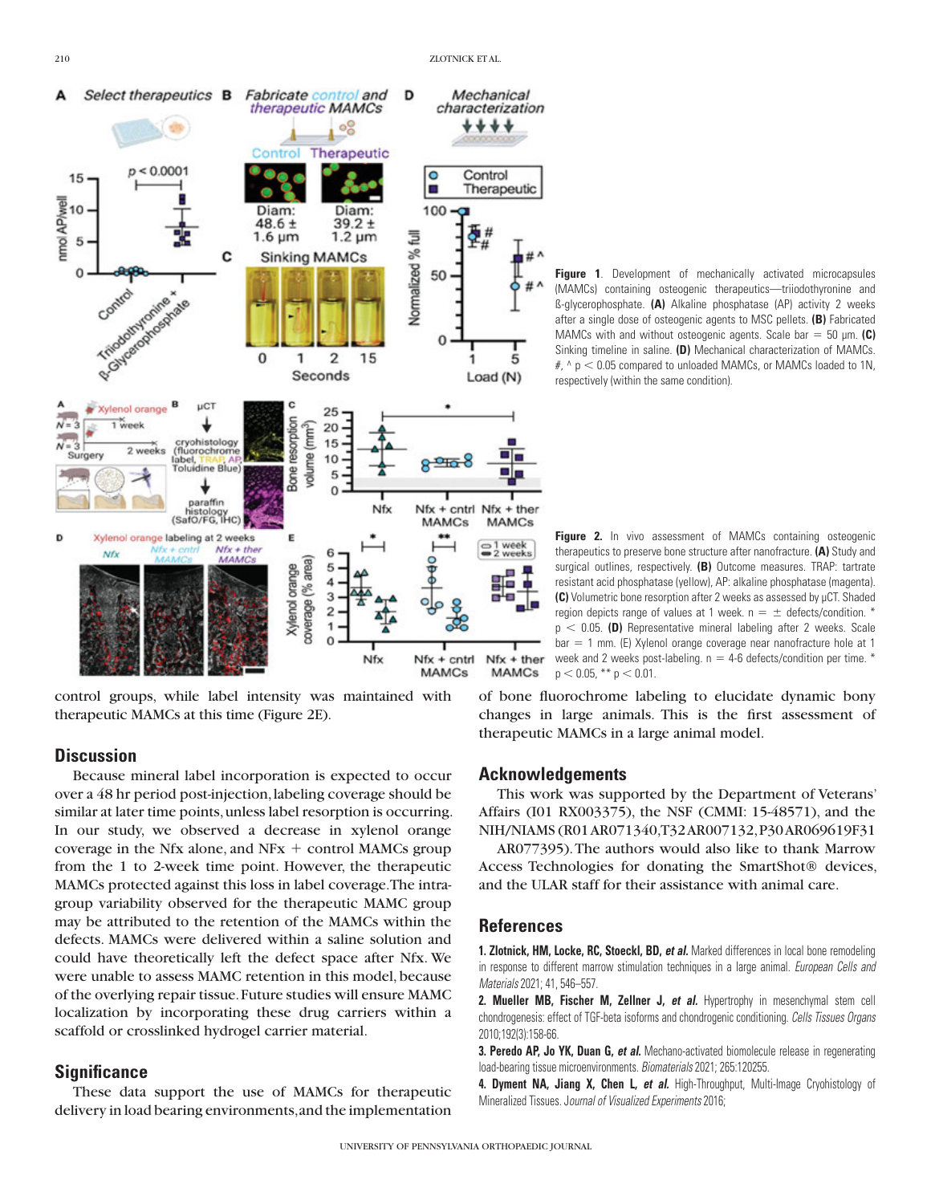A Select therapeutics B Fabricate control and therapeutic MAMCs D Mechanical characterization

p < 0.0001

nmol AP/well

15
10
5
0

Control
Triiodothyronine + ß-Glycerophosphate

Control Therapeutic

Diam: 48.6 ± 1.6 µm

Diam: 39.2 ± 1.2 µm

C Sinking MAMCs

0 1 2 15
Seconds

Control
Therapeutic

Normalized % full

100
50
0

1 5
Load (N)

**Figure 1**. Development of mechanically activated microcapsules (MAMCs) containing osteogenic therapeutics—triiodothyronine and ß-glycerophosphate. **(A)** Alkaline phosphatase (AP) activity 2 weeks after a single dose of osteogenic agents to MSC pellets. **(B)** Fabricated MAMCs with and without osteogenic agents. Scale bar = 50 µm. **(C)** Sinking timeline in saline. **(D)** Mechanical characterization of MAMCs. #, ^ p < 0.05 compared to unloaded MAMCs, or MAMCs loaded to 1N, respectively (within the same condition).

A Xylenol orange B µCT C

N = 3 1 week
N = 3 2 weeks
Surgery

cryohistology (fluorochrome label, TRAP, AP, Toluidine Blue)

paraffin histology (SafO/FG, IHC)

Bone resorption volume (mm³)

25
20
15
10
5
0

Nfx Nfx + cntrl MAMCs Nfx + ther MAMCs

D Xylenol orange labeling at 2 weeks

Nfx Nfx + cntrl MAMCs Nfx + ther MAMCs

E

Xylenol orange coverage (% area)

6
5
4
3
2
1
0

1 week
2 weeks

Nfx Nfx + cntrl MAMCs Nfx + ther MAMCs

**Figure 2.** In vivo assessment of MAMCs containing osteogenic therapeutics to preserve bone structure after nanofracture. **(A)** Study and surgical outlines, respectively. **(B)** Outcome measures. TRAP: tartrate resistant acid phosphatase (yellow), AP: alkaline phosphatase (magenta). **(C)** Volumetric bone resorption after 2 weeks as assessed by µCT. Shaded region depicts range of values at 1 week. n = ± defects/condition. * p < 0.05. **(D)** Representative mineral labeling after 2 weeks. Scale bar = 1 mm. (E) Xylenol orange coverage near nanofracture hole at 1 week and 2 weeks post-labeling. n = 4-6 defects/condition per time. * p < 0.05, ** p < 0.01.

control groups, while label intensity was maintained with therapeutic MAMCs at this time (Figure 2E).

## Discussion

Because mineral label incorporation is expected to occur over a 48 hr period post-injection, labeling coverage should be similar at later time points, unless label resorption is occurring. In our study, we observed a decrease in xylenol orange coverage in the Nfx alone, and NFx + control MAMCs group from the 1 to 2-week time point. However, the therapeutic MAMCs protected against this loss in label coverage. The intra-group variability observed for the therapeutic MAMC group may be attributed to the retention of the MAMCs within the defects. MAMCs were delivered within a saline solution and could have theoretically left the defect space after Nfx. We were unable to assess MAMC retention in this model, because of the overlying repair tissue. Future studies will ensure MAMC localization by incorporating these drug carriers within a scaffold or crosslinked hydrogel carrier material.

## Significance

These data support the use of MAMCs for therapeutic delivery in load bearing environments, and the implementation of bone fluorochrome labeling to elucidate dynamic bony changes in large animals. This is the first assessment of therapeutic MAMCs in a large animal model.

## Acknowledgements

This work was supported by the Department of Veterans' Affairs (I01 RX003375), the NSF (CMMI: 15-48571), and the NIH/NIAMS (R01 AR071340, T32 AR007132, P30 AR069619 F31 AR077395). The authors would also like to thank Marrow Access Technologies for donating the SmartShot® devices, and the ULAR staff for their assistance with animal care.

## References

1. **Zlotnick, HM, Locke, RC, Stoeckl, BD, *et al.*** Marked differences in local bone remodeling in response to different marrow stimulation techniques in a large animal. *European Cells and Materials* 2021; 41, 546–557.
2. **Mueller MB, Fischer M, Zellner J, *et al.*** Hypertrophy in mesenchymal stem cell chondrogenesis: effect of TGF-beta isoforms and chondrogenic conditioning. *Cells Tissues Organs* 2010;192(3):158-66.
3. **Peredo AP, Jo YK, Duan G, *et al.*** Mechano-activated biomolecule release in regenerating load-bearing tissue microenvironments. *Biomaterials* 2021; 265:120255.
4. **Dyment NA, Jiang X, Chen L, *et al.*** High-Throughput, Multi-Image Cryohistology of Mineralized Tissues. *Journal of Visualized Experiments* 2016;